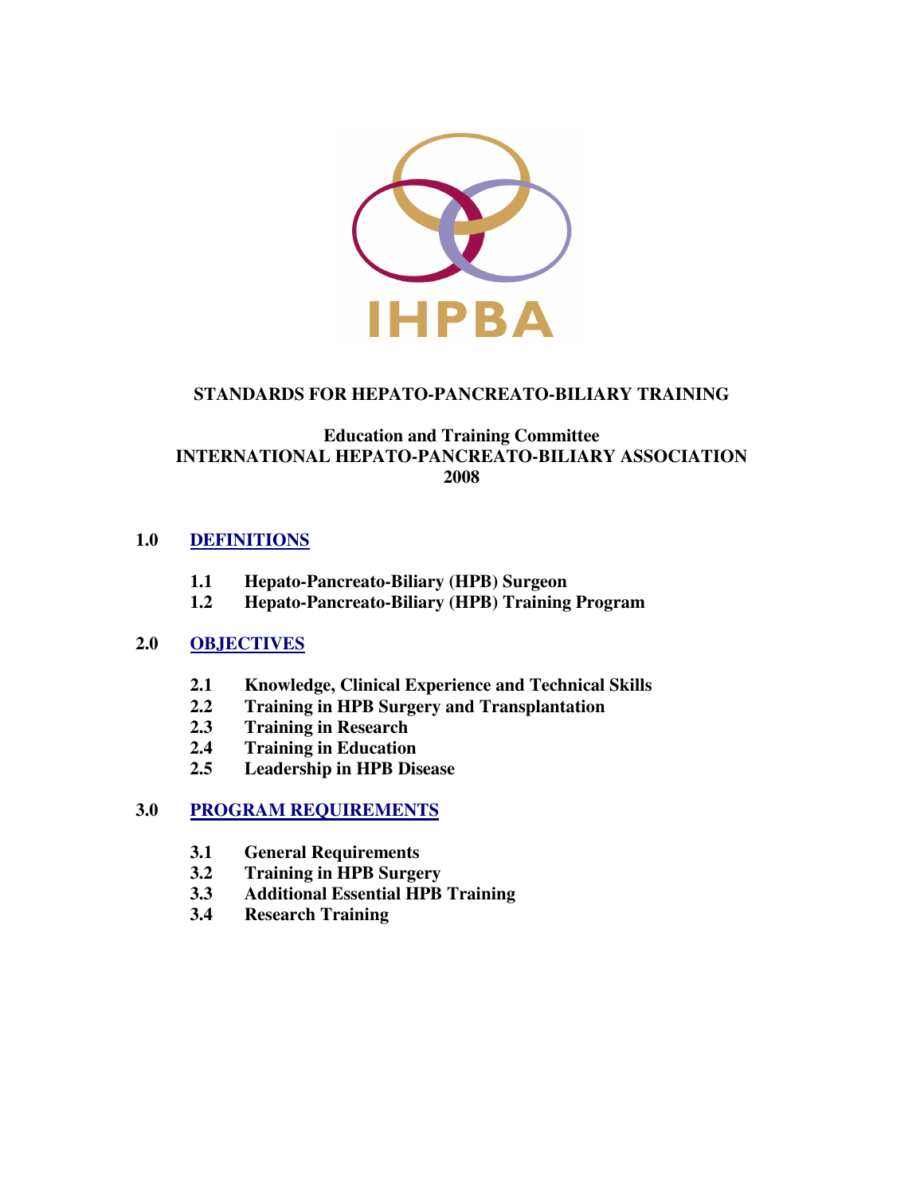IHPBA

# STANDARDS FOR HEPATO-PANCREATO-BILIARY TRAINING

**Education and Training Committee**
**INTERNATIONAL HEPATO-PANCREATO-BILIARY ASSOCIATION**
**2008**

## 1.0 DEFINITIONS

- **1.1 Hepato-Pancreato-Biliary (HPB) Surgeon**
- **1.2 Hepato-Pancreato-Biliary (HPB) Training Program**

## 2.0 OBJECTIVES

- **2.1 Knowledge, Clinical Experience and Technical Skills**
- **2.2 Training in HPB Surgery and Transplantation**
- **2.3 Training in Research**
- **2.4 Training in Education**
- **2.5 Leadership in HPB Disease**

## 3.0 PROGRAM REQUIREMENTS

- **3.1 General Requirements**
- **3.2 Training in HPB Surgery**
- **3.3 Additional Essential HPB Training**
- **3.4 Research Training**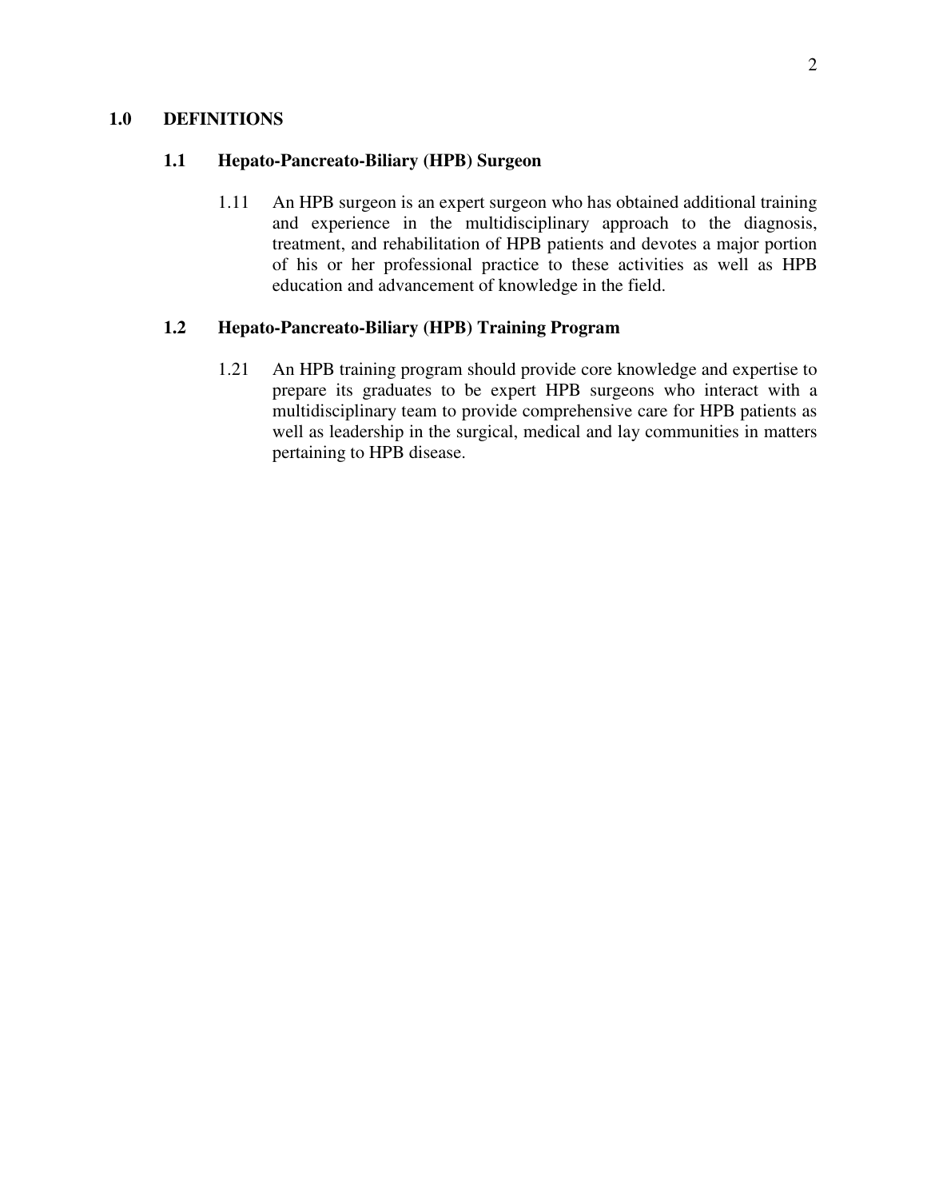## 1.0 DEFINITIONS

### 1.1 Hepato-Pancreato-Biliary (HPB) Surgeon

1.11 An HPB surgeon is an expert surgeon who has obtained additional training and experience in the multidisciplinary approach to the diagnosis, treatment, and rehabilitation of HPB patients and devotes a major portion of his or her professional practice to these activities as well as HPB education and advancement of knowledge in the field.

### 1.2 Hepato-Pancreato-Biliary (HPB) Training Program

1.21 An HPB training program should provide core knowledge and expertise to prepare its graduates to be expert HPB surgeons who interact with a multidisciplinary team to provide comprehensive care for HPB patients as well as leadership in the surgical, medical and lay communities in matters pertaining to HPB disease.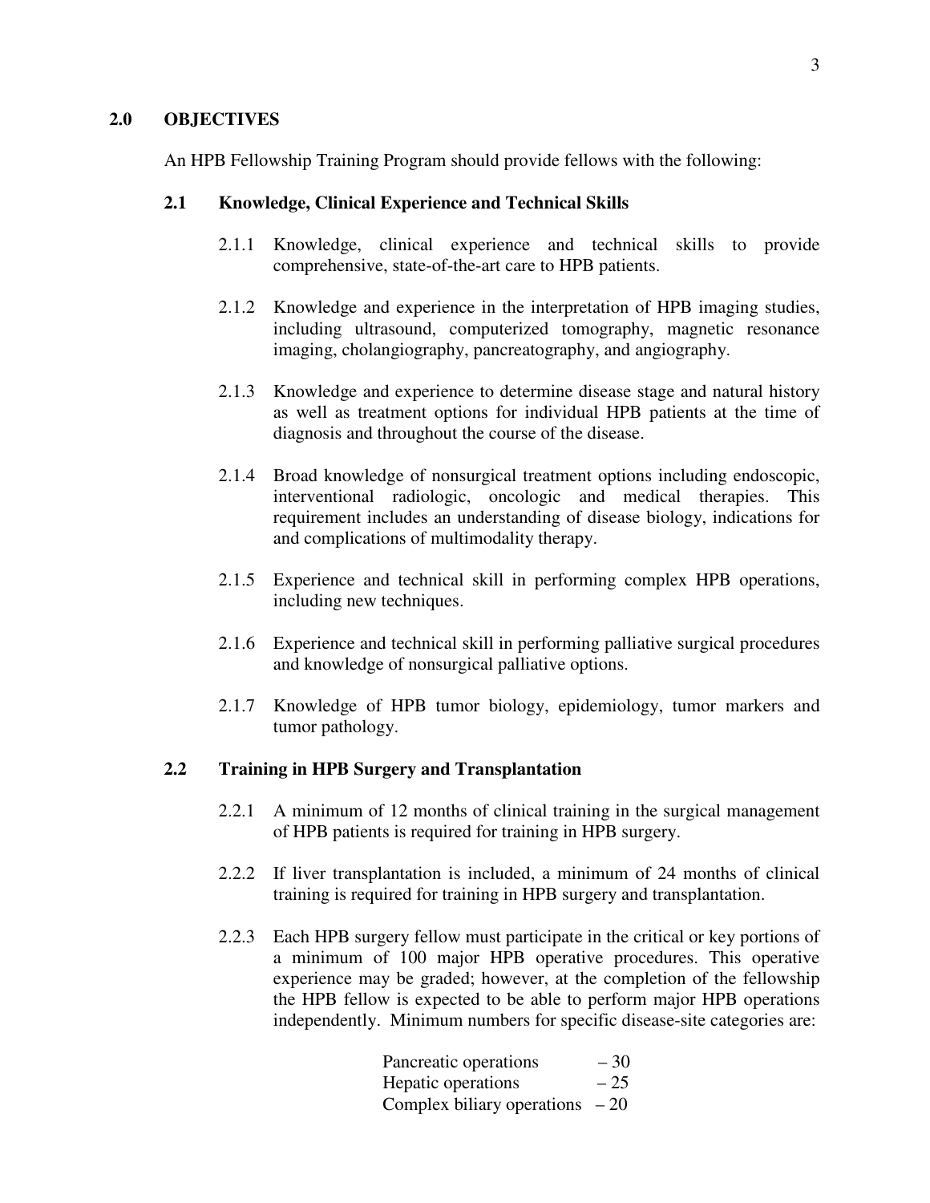## 2.0 OBJECTIVES

An HPB Fellowship Training Program should provide fellows with the following:

### 2.1 Knowledge, Clinical Experience and Technical Skills

2.1.1 Knowledge, clinical experience and technical skills to provide comprehensive, state-of-the-art care to HPB patients.

2.1.2 Knowledge and experience in the interpretation of HPB imaging studies, including ultrasound, computerized tomography, magnetic resonance imaging, cholangiography, pancreatography, and angiography.

2.1.3 Knowledge and experience to determine disease stage and natural history as well as treatment options for individual HPB patients at the time of diagnosis and throughout the course of the disease.

2.1.4 Broad knowledge of nonsurgical treatment options including endoscopic, interventional radiologic, oncologic and medical therapies. This requirement includes an understanding of disease biology, indications for and complications of multimodality therapy.

2.1.5 Experience and technical skill in performing complex HPB operations, including new techniques.

2.1.6 Experience and technical skill in performing palliative surgical procedures and knowledge of nonsurgical palliative options.

2.1.7 Knowledge of HPB tumor biology, epidemiology, tumor markers and tumor pathology.

### 2.2 Training in HPB Surgery and Transplantation

2.2.1 A minimum of 12 months of clinical training in the surgical management of HPB patients is required for training in HPB surgery.

2.2.2 If liver transplantation is included, a minimum of 24 months of clinical training is required for training in HPB surgery and transplantation.

2.2.3 Each HPB surgery fellow must participate in the critical or key portions of a minimum of 100 major HPB operative procedures. This operative experience may be graded; however, at the completion of the fellowship the HPB fellow is expected to be able to perform major HPB operations independently. Minimum numbers for specific disease-site categories are:

Pancreatic operations – 30
Hepatic operations – 25
Complex biliary operations – 20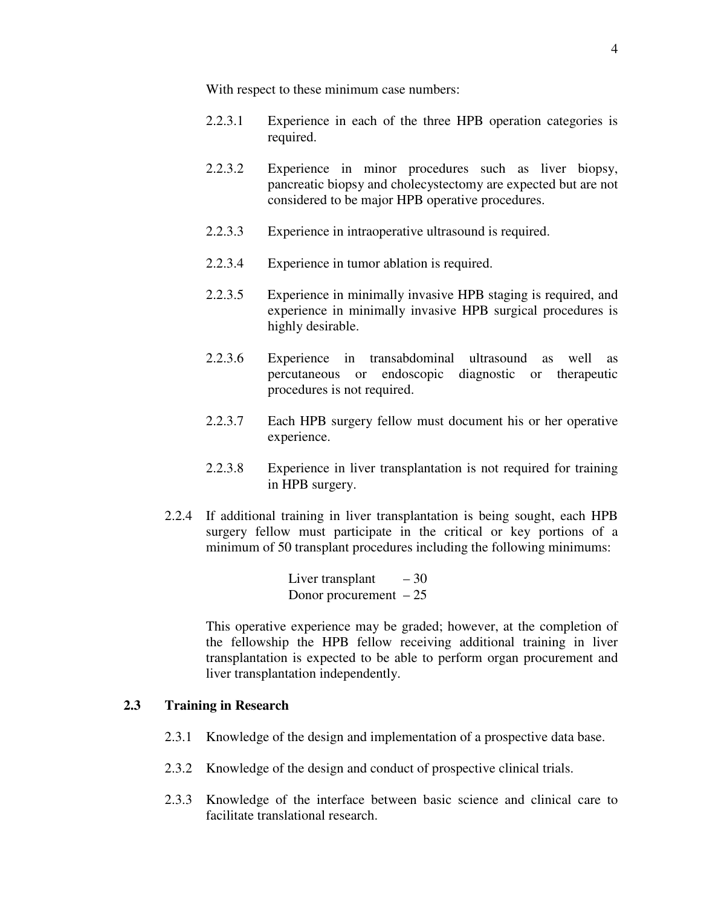With respect to these minimum case numbers:

- 2.2.3.1 Experience in each of the three HPB operation categories is required.

- 2.2.3.2 Experience in minor procedures such as liver biopsy, pancreatic biopsy and cholecystectomy are expected but are not considered to be major HPB operative procedures.

- 2.2.3.3 Experience in intraoperative ultrasound is required.

- 2.2.3.4 Experience in tumor ablation is required.

- 2.2.3.5 Experience in minimally invasive HPB staging is required, and experience in minimally invasive HPB surgical procedures is highly desirable.

- 2.2.3.6 Experience in transabdominal ultrasound as well as percutaneous or endoscopic diagnostic or therapeutic procedures is not required.

- 2.2.3.7 Each HPB surgery fellow must document his or her operative experience.

- 2.2.3.8 Experience in liver transplantation is not required for training in HPB surgery.

2.2.4 If additional training in liver transplantation is being sought, each HPB surgery fellow must participate in the critical or key portions of a minimum of 50 transplant procedures including the following minimums:

Liver transplant – 30
Donor procurement – 25

This operative experience may be graded; however, at the completion of the fellowship the HPB fellow receiving additional training in liver transplantation is expected to be able to perform organ procurement and liver transplantation independently.

## 2.3 Training in Research

2.3.1 Knowledge of the design and implementation of a prospective data base.

2.3.2 Knowledge of the design and conduct of prospective clinical trials.

2.3.3 Knowledge of the interface between basic science and clinical care to facilitate translational research.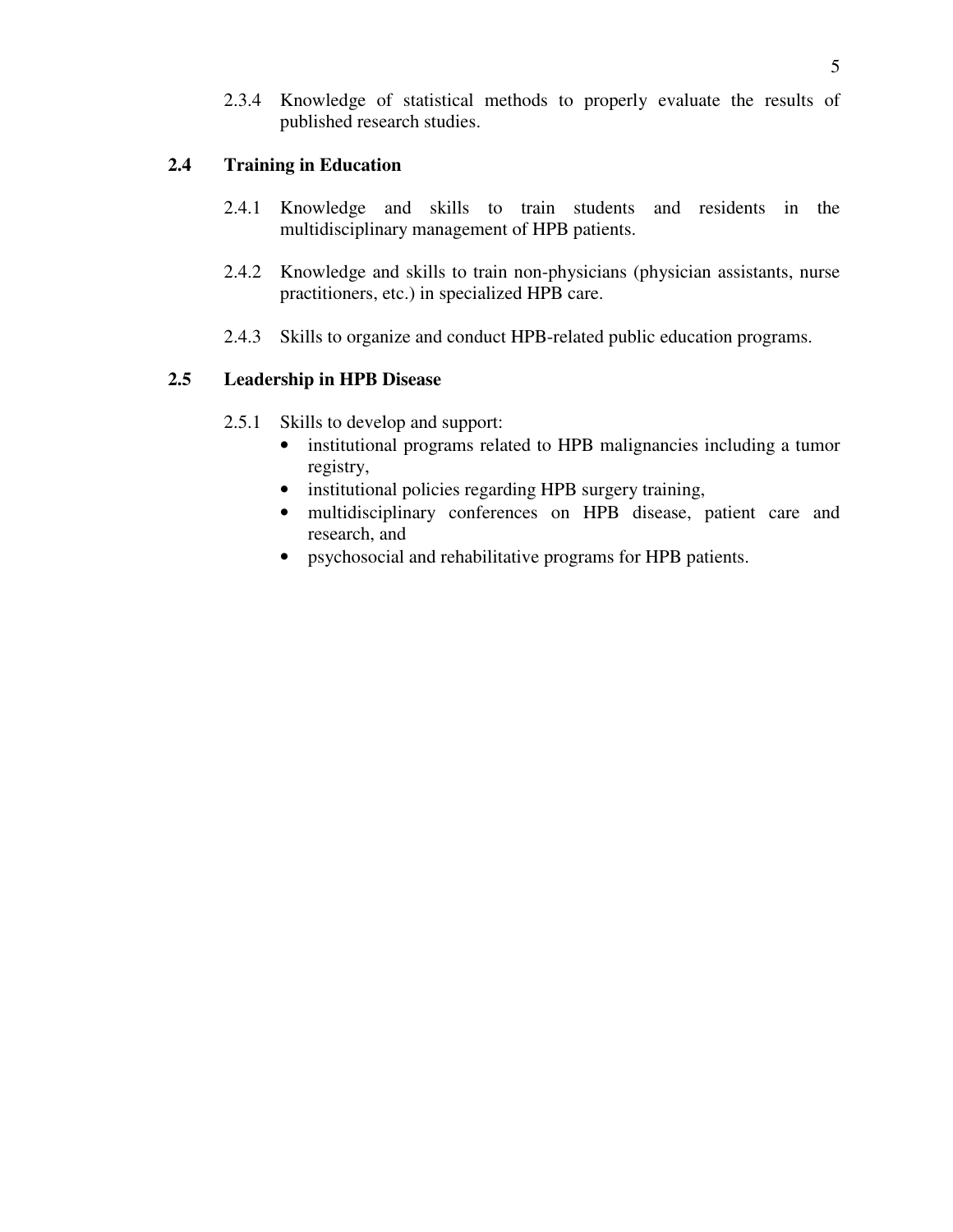2.3.4 Knowledge of statistical methods to properly evaluate the results of published research studies.

## 2.4 Training in Education

2.4.1 Knowledge and skills to train students and residents in the multidisciplinary management of HPB patients.

2.4.2 Knowledge and skills to train non-physicians (physician assistants, nurse practitioners, etc.) in specialized HPB care.

2.4.3 Skills to organize and conduct HPB-related public education programs.

## 2.5 Leadership in HPB Disease

2.5.1 Skills to develop and support:

- institutional programs related to HPB malignancies including a tumor registry,
- institutional policies regarding HPB surgery training,
- multidisciplinary conferences on HPB disease, patient care and research, and
- psychosocial and rehabilitative programs for HPB patients.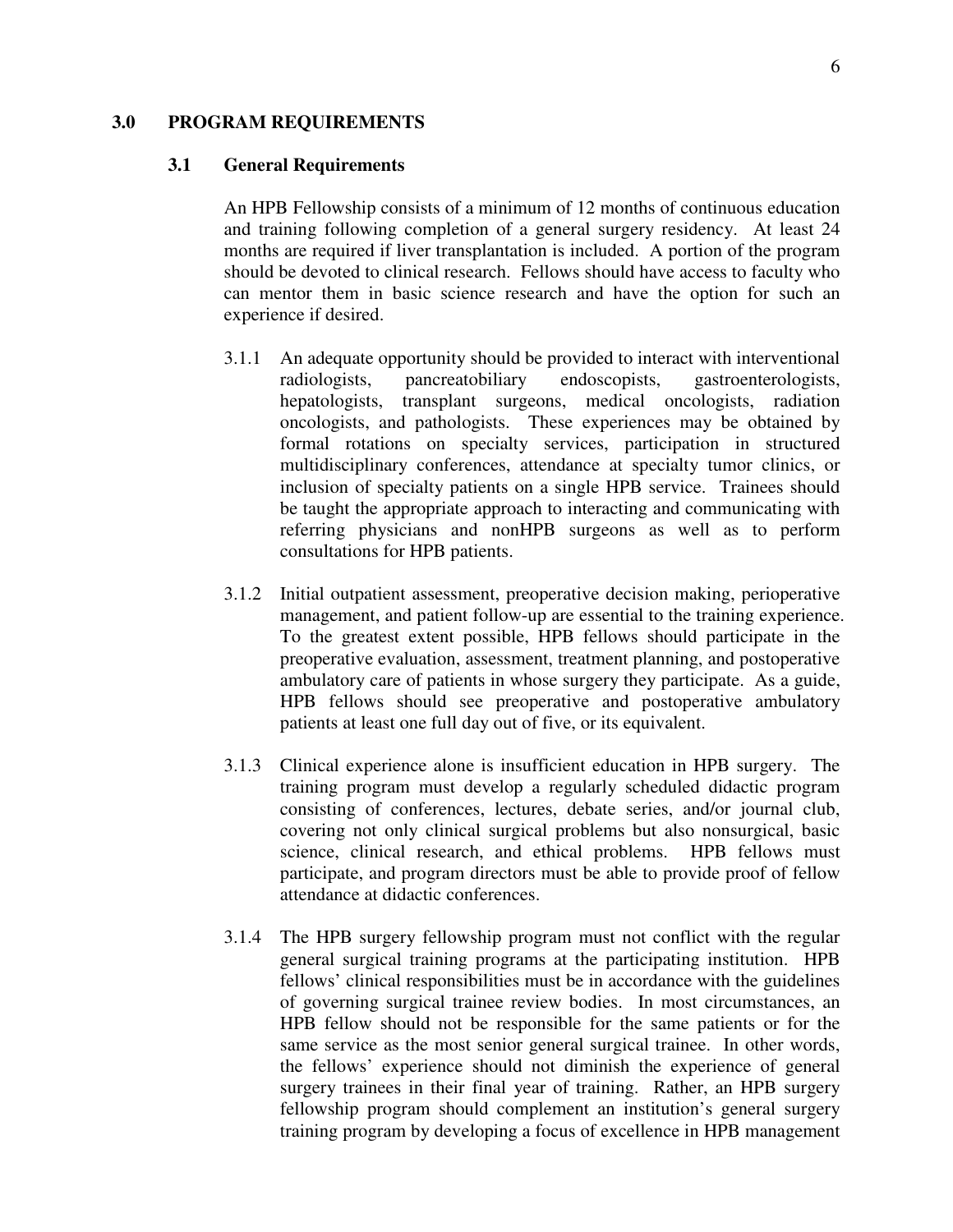## 3.0 PROGRAM REQUIREMENTS

### 3.1 General Requirements

An HPB Fellowship consists of a minimum of 12 months of continuous education and training following completion of a general surgery residency. At least 24 months are required if liver transplantation is included. A portion of the program should be devoted to clinical research. Fellows should have access to faculty who can mentor them in basic science research and have the option for such an experience if desired.

3.1.1 An adequate opportunity should be provided to interact with interventional radiologists, pancreatobiliary endoscopists, gastroenterologists, hepatologists, transplant surgeons, medical oncologists, radiation oncologists, and pathologists. These experiences may be obtained by formal rotations on specialty services, participation in structured multidisciplinary conferences, attendance at specialty tumor clinics, or inclusion of specialty patients on a single HPB service. Trainees should be taught the appropriate approach to interacting and communicating with referring physicians and nonHPB surgeons as well as to perform consultations for HPB patients.

3.1.2 Initial outpatient assessment, preoperative decision making, perioperative management, and patient follow-up are essential to the training experience. To the greatest extent possible, HPB fellows should participate in the preoperative evaluation, assessment, treatment planning, and postoperative ambulatory care of patients in whose surgery they participate. As a guide, HPB fellows should see preoperative and postoperative ambulatory patients at least one full day out of five, or its equivalent.

3.1.3 Clinical experience alone is insufficient education in HPB surgery. The training program must develop a regularly scheduled didactic program consisting of conferences, lectures, debate series, and/or journal club, covering not only clinical surgical problems but also nonsurgical, basic science, clinical research, and ethical problems. HPB fellows must participate, and program directors must be able to provide proof of fellow attendance at didactic conferences.

3.1.4 The HPB surgery fellowship program must not conflict with the regular general surgical training programs at the participating institution. HPB fellows' clinical responsibilities must be in accordance with the guidelines of governing surgical trainee review bodies. In most circumstances, an HPB fellow should not be responsible for the same patients or for the same service as the most senior general surgical trainee. In other words, the fellows' experience should not diminish the experience of general surgery trainees in their final year of training. Rather, an HPB surgery fellowship program should complement an institution's general surgery training program by developing a focus of excellence in HPB management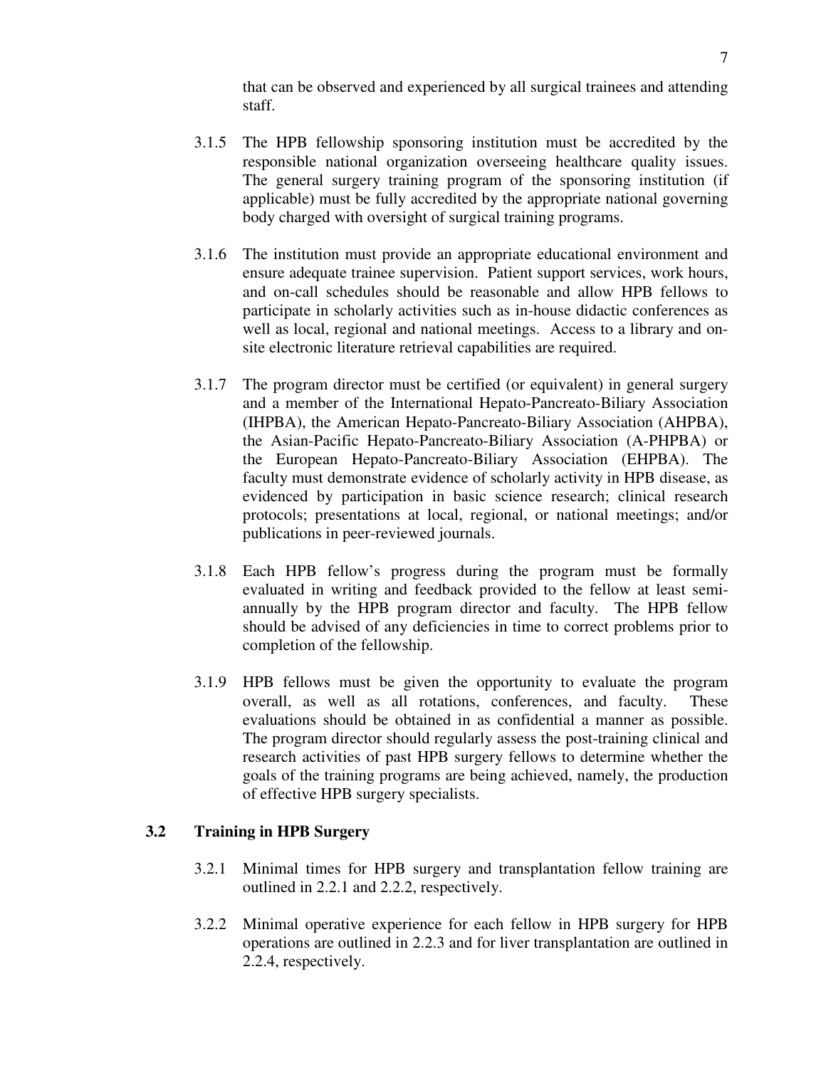that can be observed and experienced by all surgical trainees and attending staff.

3.1.5 The HPB fellowship sponsoring institution must be accredited by the responsible national organization overseeing healthcare quality issues. The general surgery training program of the sponsoring institution (if applicable) must be fully accredited by the appropriate national governing body charged with oversight of surgical training programs.

3.1.6 The institution must provide an appropriate educational environment and ensure adequate trainee supervision. Patient support services, work hours, and on-call schedules should be reasonable and allow HPB fellows to participate in scholarly activities such as in-house didactic conferences as well as local, regional and national meetings. Access to a library and on-site electronic literature retrieval capabilities are required.

3.1.7 The program director must be certified (or equivalent) in general surgery and a member of the International Hepato-Pancreato-Biliary Association (IHPBA), the American Hepato-Pancreato-Biliary Association (AHPBA), the Asian-Pacific Hepato-Pancreato-Biliary Association (A-PHPBA) or the European Hepato-Pancreato-Biliary Association (EHPBA). The faculty must demonstrate evidence of scholarly activity in HPB disease, as evidenced by participation in basic science research; clinical research protocols; presentations at local, regional, or national meetings; and/or publications in peer-reviewed journals.

3.1.8 Each HPB fellow's progress during the program must be formally evaluated in writing and feedback provided to the fellow at least semi-annually by the HPB program director and faculty. The HPB fellow should be advised of any deficiencies in time to correct problems prior to completion of the fellowship.

3.1.9 HPB fellows must be given the opportunity to evaluate the program overall, as well as all rotations, conferences, and faculty. These evaluations should be obtained in as confidential a manner as possible. The program director should regularly assess the post-training clinical and research activities of past HPB surgery fellows to determine whether the goals of the training programs are being achieved, namely, the production of effective HPB surgery specialists.

### 3.2 Training in HPB Surgery

3.2.1 Minimal times for HPB surgery and transplantation fellow training are outlined in 2.2.1 and 2.2.2, respectively.

3.2.2 Minimal operative experience for each fellow in HPB surgery for HPB operations are outlined in 2.2.3 and for liver transplantation are outlined in 2.2.4, respectively.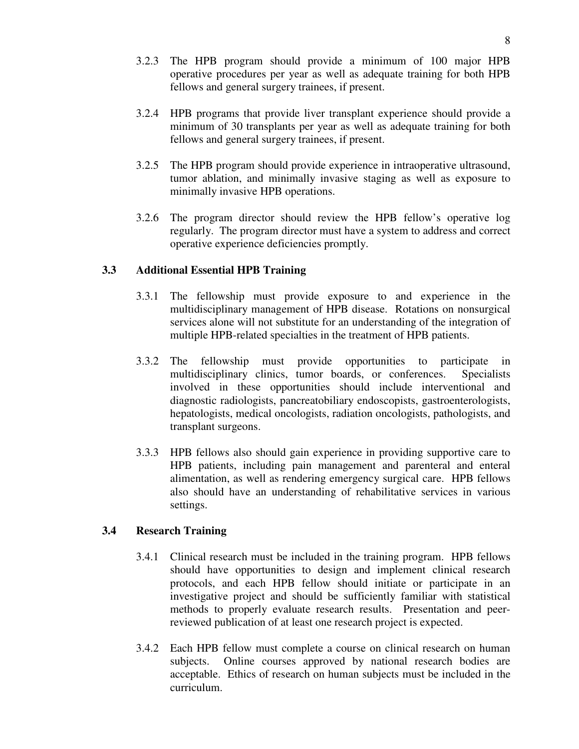3.2.3 The HPB program should provide a minimum of 100 major HPB operative procedures per year as well as adequate training for both HPB fellows and general surgery trainees, if present.

3.2.4 HPB programs that provide liver transplant experience should provide a minimum of 30 transplants per year as well as adequate training for both fellows and general surgery trainees, if present.

3.2.5 The HPB program should provide experience in intraoperative ultrasound, tumor ablation, and minimally invasive staging as well as exposure to minimally invasive HPB operations.

3.2.6 The program director should review the HPB fellow's operative log regularly. The program director must have a system to address and correct operative experience deficiencies promptly.

### 3.3 Additional Essential HPB Training

3.3.1 The fellowship must provide exposure to and experience in the multidisciplinary management of HPB disease. Rotations on nonsurgical services alone will not substitute for an understanding of the integration of multiple HPB-related specialties in the treatment of HPB patients.

3.3.2 The fellowship must provide opportunities to participate in multidisciplinary clinics, tumor boards, or conferences. Specialists involved in these opportunities should include interventional and diagnostic radiologists, pancreatobiliary endoscopists, gastroenterologists, hepatologists, medical oncologists, radiation oncologists, pathologists, and transplant surgeons.

3.3.3 HPB fellows also should gain experience in providing supportive care to HPB patients, including pain management and parenteral and enteral alimentation, as well as rendering emergency surgical care. HPB fellows also should have an understanding of rehabilitative services in various settings.

### 3.4 Research Training

3.4.1 Clinical research must be included in the training program. HPB fellows should have opportunities to design and implement clinical research protocols, and each HPB fellow should initiate or participate in an investigative project and should be sufficiently familiar with statistical methods to properly evaluate research results. Presentation and peer-reviewed publication of at least one research project is expected.

3.4.2 Each HPB fellow must complete a course on clinical research on human subjects. Online courses approved by national research bodies are acceptable. Ethics of research on human subjects must be included in the curriculum.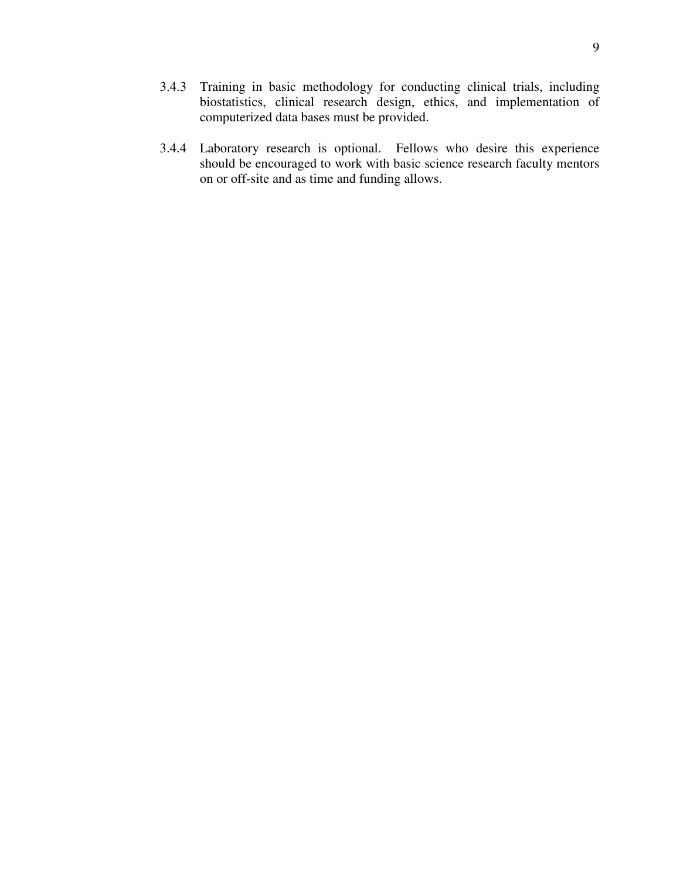3.4.3 Training in basic methodology for conducting clinical trials, including biostatistics, clinical research design, ethics, and implementation of computerized data bases must be provided.

3.4.4 Laboratory research is optional. Fellows who desire this experience should be encouraged to work with basic science research faculty mentors on or off-site and as time and funding allows.